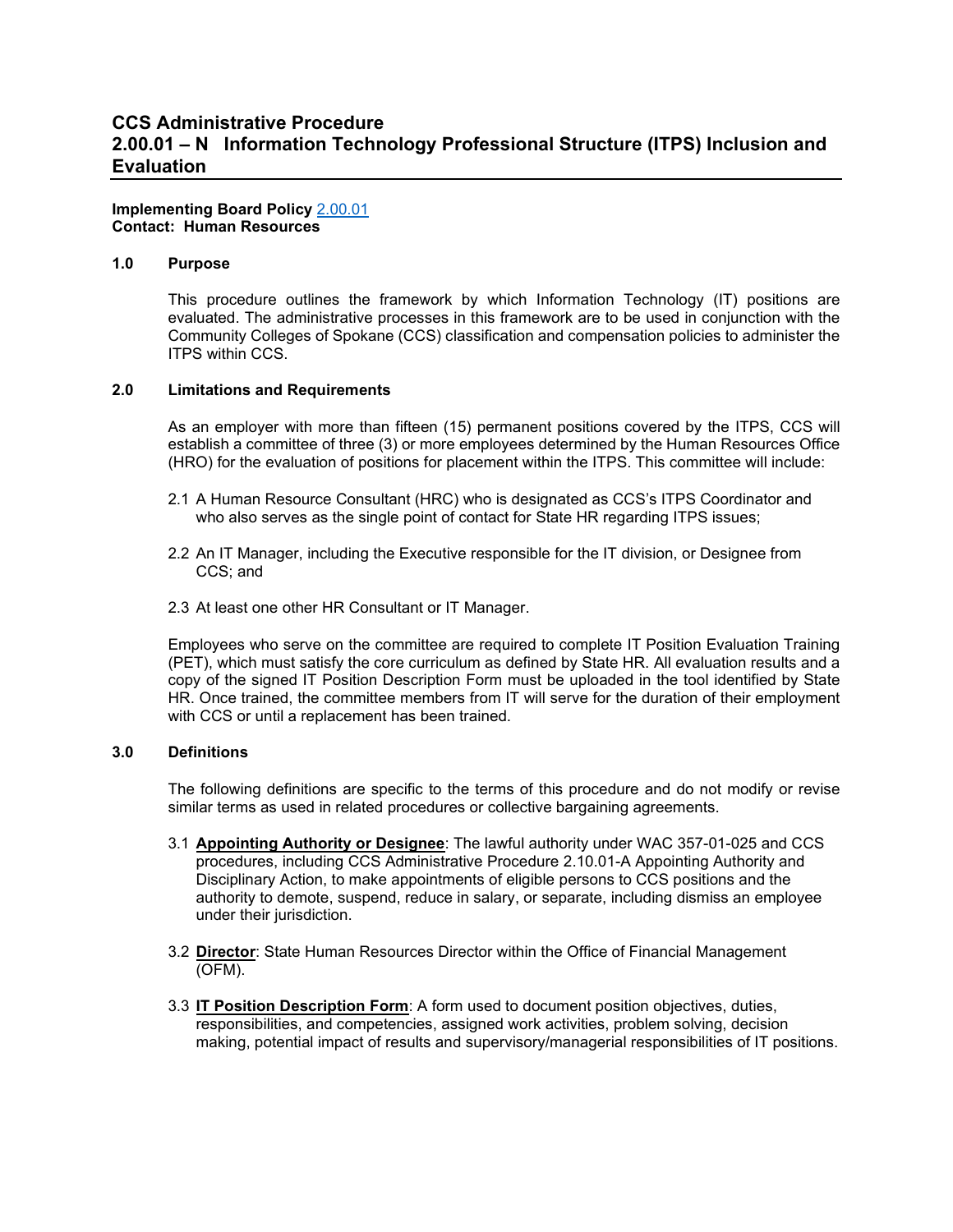# CCS Administrative Procedure
# 2.00.01 – N Information Technology Professional Structure (ITPS) Inclusion and Evaluation

**Implementing Board Policy** 2.00.01
**Contact: Human Resources**

## 1.0 Purpose

This procedure outlines the framework by which Information Technology (IT) positions are evaluated. The administrative processes in this framework are to be used in conjunction with the Community Colleges of Spokane (CCS) classification and compensation policies to administer the ITPS within CCS.

## 2.0 Limitations and Requirements

As an employer with more than fifteen (15) permanent positions covered by the ITPS, CCS will establish a committee of three (3) or more employees determined by the Human Resources Office (HRO) for the evaluation of positions for placement within the ITPS. This committee will include:

2.1 A Human Resource Consultant (HRC) who is designated as CCS's ITPS Coordinator and who also serves as the single point of contact for State HR regarding ITPS issues;

2.2 An IT Manager, including the Executive responsible for the IT division, or Designee from CCS; and

2.3 At least one other HR Consultant or IT Manager.

Employees who serve on the committee are required to complete IT Position Evaluation Training (PET), which must satisfy the core curriculum as defined by State HR. All evaluation results and a copy of the signed IT Position Description Form must be uploaded in the tool identified by State HR. Once trained, the committee members from IT will serve for the duration of their employment with CCS or until a replacement has been trained.

## 3.0 Definitions

The following definitions are specific to the terms of this procedure and do not modify or revise similar terms as used in related procedures or collective bargaining agreements.

3.1 **Appointing Authority or Designee**: The lawful authority under WAC 357-01-025 and CCS procedures, including CCS Administrative Procedure 2.10.01-A Appointing Authority and Disciplinary Action, to make appointments of eligible persons to CCS positions and the authority to demote, suspend, reduce in salary, or separate, including dismiss an employee under their jurisdiction.

3.2 **Director**: State Human Resources Director within the Office of Financial Management (OFM).

3.3 **IT Position Description Form**: A form used to document position objectives, duties, responsibilities, and competencies, assigned work activities, problem solving, decision making, potential impact of results and supervisory/managerial responsibilities of IT positions.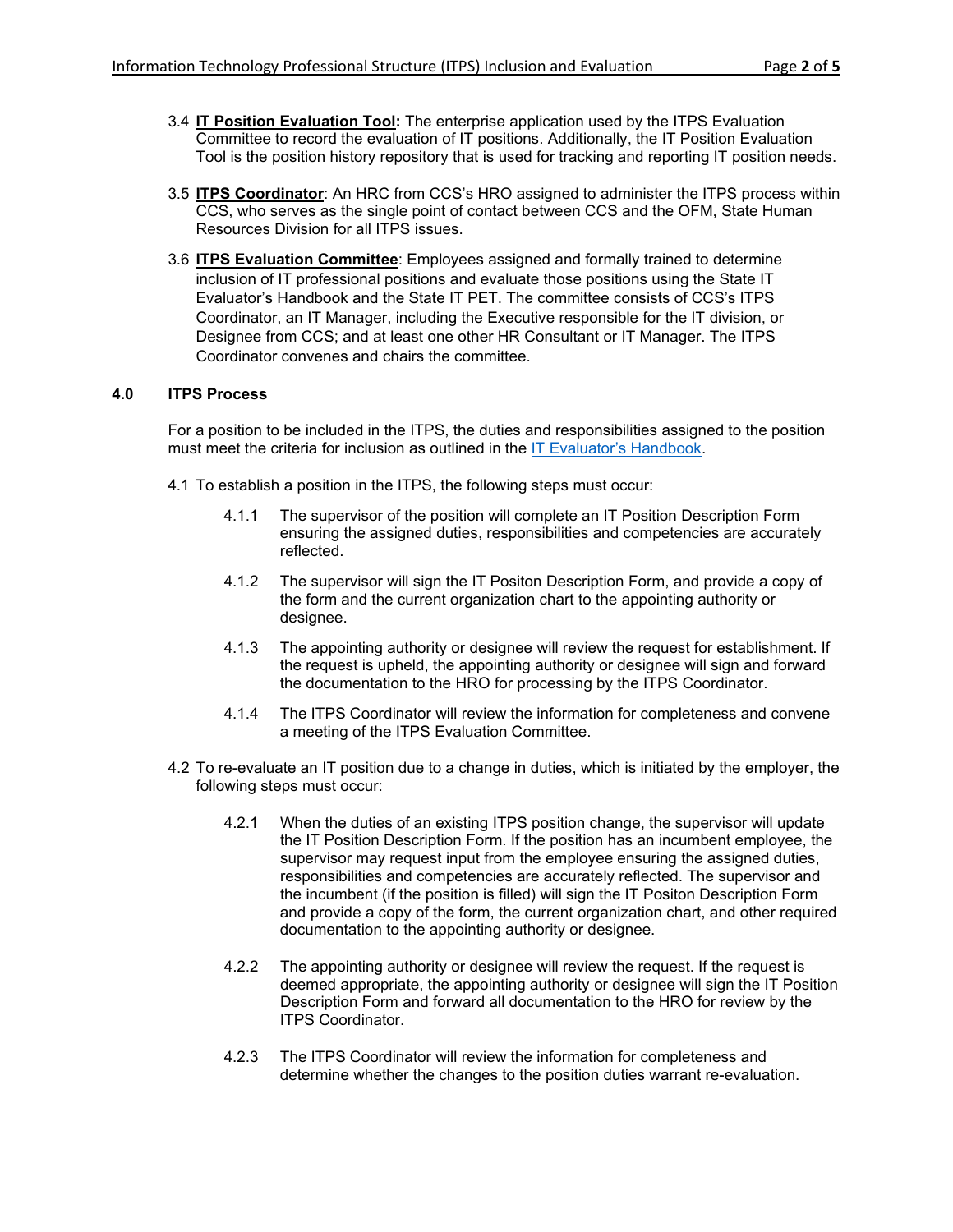3.4 **IT Position Evaluation Tool:** The enterprise application used by the ITPS Evaluation Committee to record the evaluation of IT positions. Additionally, the IT Position Evaluation Tool is the position history repository that is used for tracking and reporting IT position needs.

3.5 **ITPS Coordinator**: An HRC from CCS's HRO assigned to administer the ITPS process within CCS, who serves as the single point of contact between CCS and the OFM, State Human Resources Division for all ITPS issues.

3.6 **ITPS Evaluation Committee**: Employees assigned and formally trained to determine inclusion of IT professional positions and evaluate those positions using the State IT Evaluator's Handbook and the State IT PET. The committee consists of CCS's ITPS Coordinator, an IT Manager, including the Executive responsible for the IT division, or Designee from CCS; and at least one other HR Consultant or IT Manager. The ITPS Coordinator convenes and chairs the committee.

## 4.0 ITPS Process

For a position to be included in the ITPS, the duties and responsibilities assigned to the position must meet the criteria for inclusion as outlined in the IT Evaluator's Handbook.

4.1 To establish a position in the ITPS, the following steps must occur:

- 4.1.1 The supervisor of the position will complete an IT Position Description Form ensuring the assigned duties, responsibilities and competencies are accurately reflected.
- 4.1.2 The supervisor will sign the IT Positon Description Form, and provide a copy of the form and the current organization chart to the appointing authority or designee.
- 4.1.3 The appointing authority or designee will review the request for establishment. If the request is upheld, the appointing authority or designee will sign and forward the documentation to the HRO for processing by the ITPS Coordinator.
- 4.1.4 The ITPS Coordinator will review the information for completeness and convene a meeting of the ITPS Evaluation Committee.

4.2 To re-evaluate an IT position due to a change in duties, which is initiated by the employer, the following steps must occur:

- 4.2.1 When the duties of an existing ITPS position change, the supervisor will update the IT Position Description Form. If the position has an incumbent employee, the supervisor may request input from the employee ensuring the assigned duties, responsibilities and competencies are accurately reflected. The supervisor and the incumbent (if the position is filled) will sign the IT Positon Description Form and provide a copy of the form, the current organization chart, and other required documentation to the appointing authority or designee.
- 4.2.2 The appointing authority or designee will review the request. If the request is deemed appropriate, the appointing authority or designee will sign the IT Position Description Form and forward all documentation to the HRO for review by the ITPS Coordinator.
- 4.2.3 The ITPS Coordinator will review the information for completeness and determine whether the changes to the position duties warrant re-evaluation.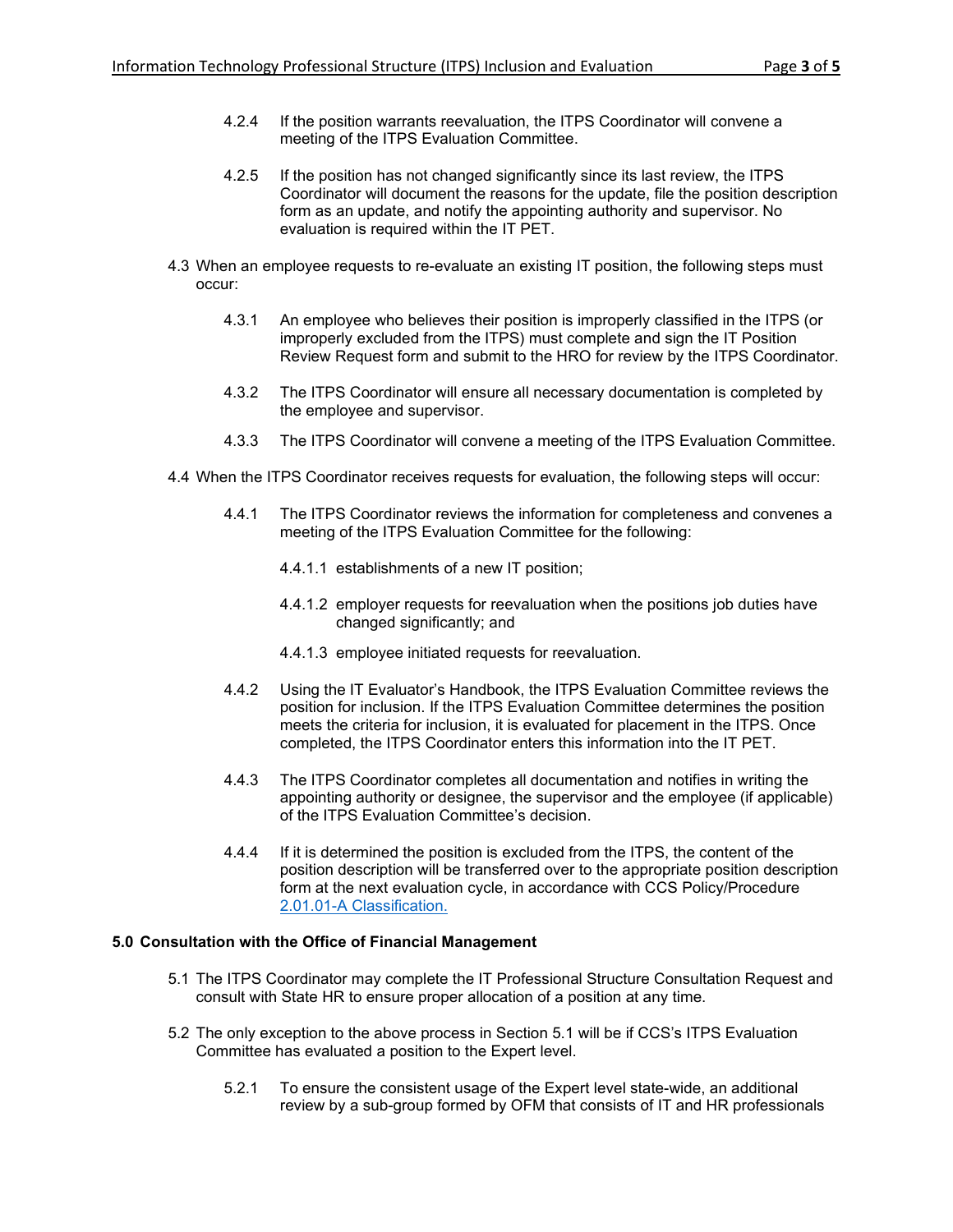4.2.4 If the position warrants reevaluation, the ITPS Coordinator will convene a meeting of the ITPS Evaluation Committee.

4.2.5 If the position has not changed significantly since its last review, the ITPS Coordinator will document the reasons for the update, file the position description form as an update, and notify the appointing authority and supervisor. No evaluation is required within the IT PET.

4.3 When an employee requests to re-evaluate an existing IT position, the following steps must occur:

4.3.1 An employee who believes their position is improperly classified in the ITPS (or improperly excluded from the ITPS) must complete and sign the IT Position Review Request form and submit to the HRO for review by the ITPS Coordinator.

4.3.2 The ITPS Coordinator will ensure all necessary documentation is completed by the employee and supervisor.

4.3.3 The ITPS Coordinator will convene a meeting of the ITPS Evaluation Committee.

4.4 When the ITPS Coordinator receives requests for evaluation, the following steps will occur:

4.4.1 The ITPS Coordinator reviews the information for completeness and convenes a meeting of the ITPS Evaluation Committee for the following:

4.4.1.1 establishments of a new IT position;

4.4.1.2 employer requests for reevaluation when the positions job duties have changed significantly; and

4.4.1.3 employee initiated requests for reevaluation.

4.4.2 Using the IT Evaluator's Handbook, the ITPS Evaluation Committee reviews the position for inclusion. If the ITPS Evaluation Committee determines the position meets the criteria for inclusion, it is evaluated for placement in the ITPS. Once completed, the ITPS Coordinator enters this information into the IT PET.

4.4.3 The ITPS Coordinator completes all documentation and notifies in writing the appointing authority or designee, the supervisor and the employee (if applicable) of the ITPS Evaluation Committee's decision.

4.4.4 If it is determined the position is excluded from the ITPS, the content of the position description will be transferred over to the appropriate position description form at the next evaluation cycle, in accordance with CCS Policy/Procedure [2.01.01-A Classification.]

## 5.0 Consultation with the Office of Financial Management

5.1 The ITPS Coordinator may complete the IT Professional Structure Consultation Request and consult with State HR to ensure proper allocation of a position at any time.

5.2 The only exception to the above process in Section 5.1 will be if CCS's ITPS Evaluation Committee has evaluated a position to the Expert level.

5.2.1 To ensure the consistent usage of the Expert level state-wide, an additional review by a sub-group formed by OFM that consists of IT and HR professionals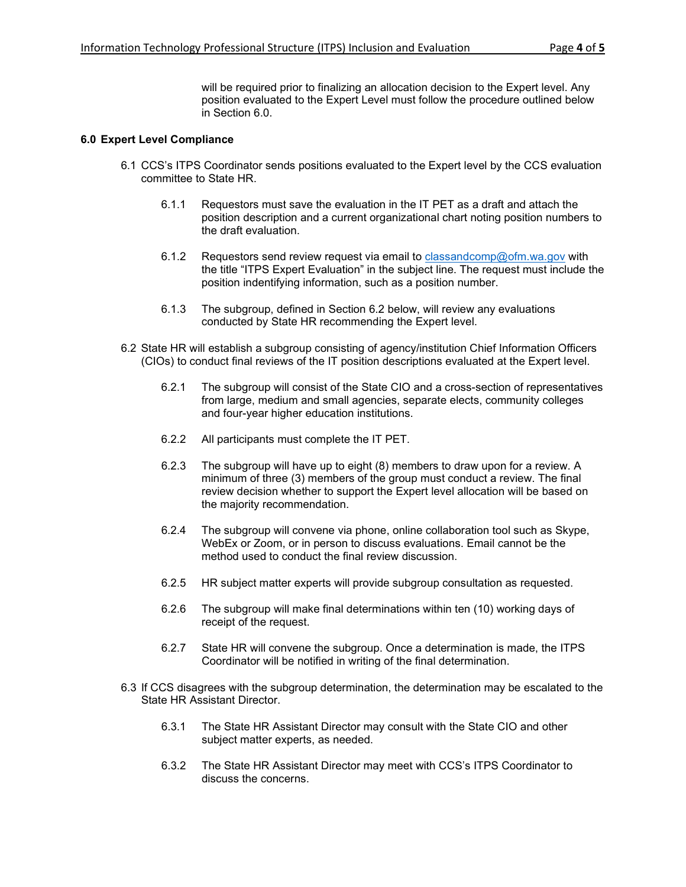will be required prior to finalizing an allocation decision to the Expert level. Any position evaluated to the Expert Level must follow the procedure outlined below in Section 6.0.

**6.0 Expert Level Compliance**

6.1 CCS's ITPS Coordinator sends positions evaluated to the Expert level by the CCS evaluation committee to State HR.

6.1.1 Requestors must save the evaluation in the IT PET as a draft and attach the position description and a current organizational chart noting position numbers to the draft evaluation.

6.1.2 Requestors send review request via email to classandcomp@ofm.wa.gov with the title "ITPS Expert Evaluation" in the subject line. The request must include the position indentifying information, such as a position number.

6.1.3 The subgroup, defined in Section 6.2 below, will review any evaluations conducted by State HR recommending the Expert level.

6.2 State HR will establish a subgroup consisting of agency/institution Chief Information Officers (CIOs) to conduct final reviews of the IT position descriptions evaluated at the Expert level.

6.2.1 The subgroup will consist of the State CIO and a cross-section of representatives from large, medium and small agencies, separate elects, community colleges and four-year higher education institutions.

6.2.2 All participants must complete the IT PET.

6.2.3 The subgroup will have up to eight (8) members to draw upon for a review. A minimum of three (3) members of the group must conduct a review. The final review decision whether to support the Expert level allocation will be based on the majority recommendation.

6.2.4 The subgroup will convene via phone, online collaboration tool such as Skype, WebEx or Zoom, or in person to discuss evaluations. Email cannot be the method used to conduct the final review discussion.

6.2.5 HR subject matter experts will provide subgroup consultation as requested.

6.2.6 The subgroup will make final determinations within ten (10) working days of receipt of the request.

6.2.7 State HR will convene the subgroup. Once a determination is made, the ITPS Coordinator will be notified in writing of the final determination.

6.3 If CCS disagrees with the subgroup determination, the determination may be escalated to the State HR Assistant Director.

6.3.1 The State HR Assistant Director may consult with the State CIO and other subject matter experts, as needed.

6.3.2 The State HR Assistant Director may meet with CCS's ITPS Coordinator to discuss the concerns.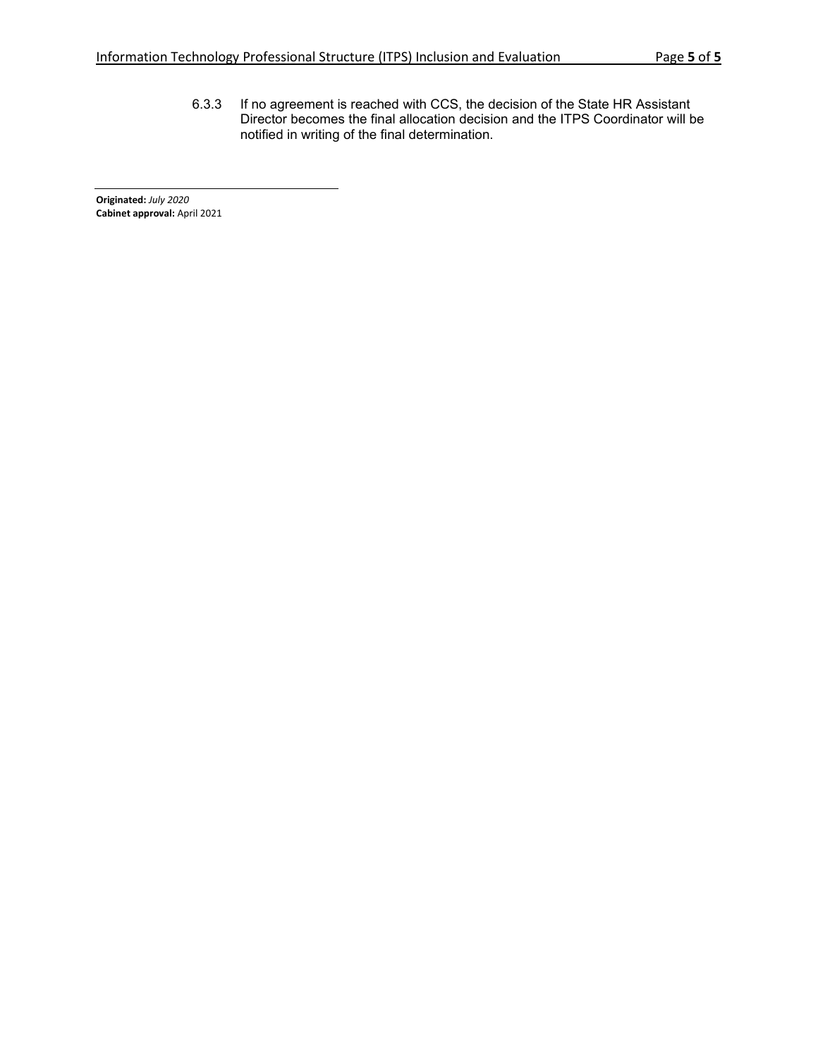6.3.3 If no agreement is reached with CCS, the decision of the State HR Assistant Director becomes the final allocation decision and the ITPS Coordinator will be notified in writing of the final determination.

---

**Originated:** *July 2020*
**Cabinet approval:** April 2021